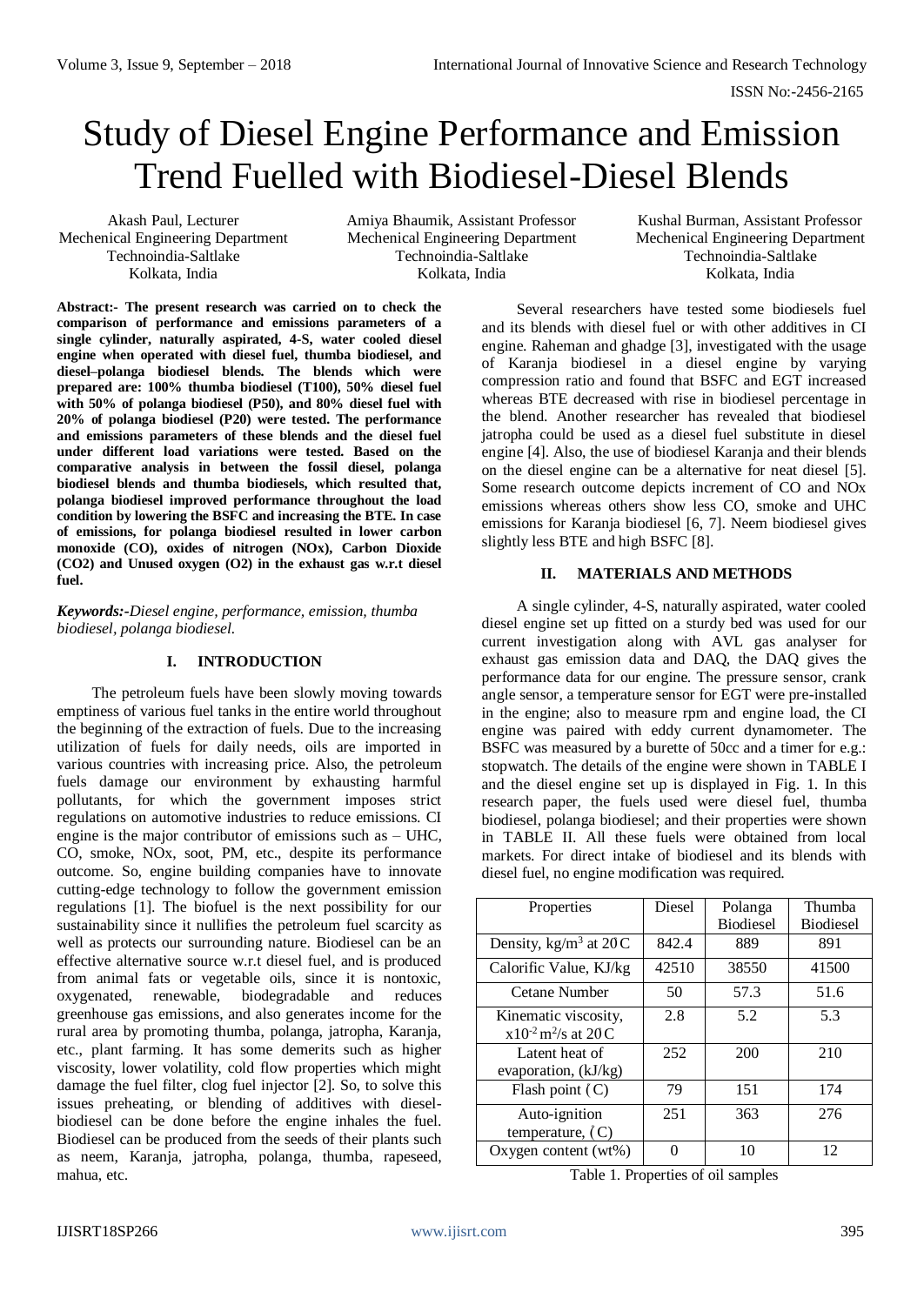# Study of Diesel Engine Performance and Emission Trend Fuelled with Biodiesel-Diesel Blends

Akash Paul, Lecturer
Mechenical Engineering Department
Technoindia-Saltlake
Kolkata, India

Amiya Bhaumik, Assistant Professor
Mechenical Engineering Department
Technoindia-Saltlake
Kolkata, India

Kushal Burman, Assistant Professor
Mechenical Engineering Department
Technoindia-Saltlake
Kolkata, India

**Abstract:- The present research was carried on to check the comparison of performance and emissions parameters of a single cylinder, naturally aspirated, 4-S, water cooled diesel engine when operated with diesel fuel, thumba biodiesel, and diesel–polanga biodiesel blends. The blends which were prepared are: 100% thumba biodiesel (T100), 50% diesel fuel with 50% of polanga biodiesel (P50), and 80% diesel fuel with 20% of polanga biodiesel (P20) were tested. The performance and emissions parameters of these blends and the diesel fuel under different load variations were tested. Based on the comparative analysis in between the fossil diesel, polanga biodiesel blends and thumba biodiesels, which resulted that, polanga biodiesel improved performance throughout the load condition by lowering the BSFC and increasing the BTE. In case of emissions, for polanga biodiesel resulted in lower carbon monoxide (CO), oxides of nitrogen (NOx), Carbon Dioxide (CO2) and Unused oxygen (O2) in the exhaust gas w.r.t diesel fuel.**

***Keywords:-****Diesel engine, performance, emission, thumba biodiesel, polanga biodiesel.*

## I. INTRODUCTION

The petroleum fuels have been slowly moving towards emptiness of various fuel tanks in the entire world throughout the beginning of the extraction of fuels. Due to the increasing utilization of fuels for daily needs, oils are imported in various countries with increasing price. Also, the petroleum fuels damage our environment by exhausting harmful pollutants, for which the government imposes strict regulations on automotive industries to reduce emissions. CI engine is the major contributor of emissions such as – UHC, CO, smoke, NOx, soot, PM, etc., despite its performance outcome. So, engine building companies have to innovate cutting-edge technology to follow the government emission regulations [1]. The biofuel is the next possibility for our sustainability since it nullifies the petroleum fuel scarcity as well as protects our surrounding nature. Biodiesel can be an effective alternative source w.r.t diesel fuel, and is produced from animal fats or vegetable oils, since it is nontoxic, oxygenated, renewable, biodegradable and reduces greenhouse gas emissions, and also generates income for the rural area by promoting thumba, polanga, jatropha, Karanja, etc., plant farming. It has some demerits such as higher viscosity, lower volatility, cold flow properties which might damage the fuel filter, clog fuel injector [2]. So, to solve this issues preheating, or blending of additives with diesel-biodiesel can be done before the engine inhales the fuel. Biodiesel can be produced from the seeds of their plants such as neem, Karanja, jatropha, polanga, thumba, rapeseed, mahua, etc.

Several researchers have tested some biodiesels fuel and its blends with diesel fuel or with other additives in CI engine. Raheman and ghadge [3], investigated with the usage of Karanja biodiesel in a diesel engine by varying compression ratio and found that BSFC and EGT increased whereas BTE decreased with rise in biodiesel percentage in the blend. Another researcher has revealed that biodiesel jatropha could be used as a diesel fuel substitute in diesel engine [4]. Also, the use of biodiesel Karanja and their blends on the diesel engine can be a alternative for neat diesel [5]. Some research outcome depicts increment of CO and NOx emissions whereas others show less CO, smoke and UHC emissions for Karanja biodiesel [6, 7]. Neem biodiesel gives slightly less BTE and high BSFC [8].

## II. MATERIALS AND METHODS

A single cylinder, 4-S, naturally aspirated, water cooled diesel engine set up fitted on a sturdy bed was used for our current investigation along with AVL gas analyser for exhaust gas emission data and DAQ, the DAQ gives the performance data for our engine. The pressure sensor, crank angle sensor, a temperature sensor for EGT were pre-installed in the engine; also to measure rpm and engine load, the CI engine was paired with eddy current dynamometer. The BSFC was measured by a burette of 50cc and a timer for e.g.: stopwatch. The details of the engine were shown in TABLE I and the diesel engine set up is displayed in Fig. 1. In this research paper, the fuels used were diesel fuel, thumba biodiesel, polanga biodiesel; and their properties were shown in TABLE II. All these fuels were obtained from local markets. For direct intake of biodiesel and its blends with diesel fuel, no engine modification was required.

| Properties | Diesel | Polanga Biodiesel | Thumba Biodiesel |
|---|---|---|---|
| Density, kg/m$^3$ at 20̊C | 842.4 | 889 | 891 |
| Calorific Value, KJ/kg | 42510 | 38550 | 41500 |
| Cetane Number | 50 | 57.3 | 51.6 |
| Kinematic viscosity, x10$^{-2}$ m$^2$/s at 20̊C | 2.8 | 5.2 | 5.3 |
| Latent heat of evaporation, (kJ/kg) | 252 | 200 | 210 |
| Flash point (̊C) | 79 | 151 | 174 |
| Auto-ignition temperature, (̊C) | 251 | 363 | 276 |
| Oxygen content (wt%) | 0 | 10 | 12 |

Table 1. Properties of oil samples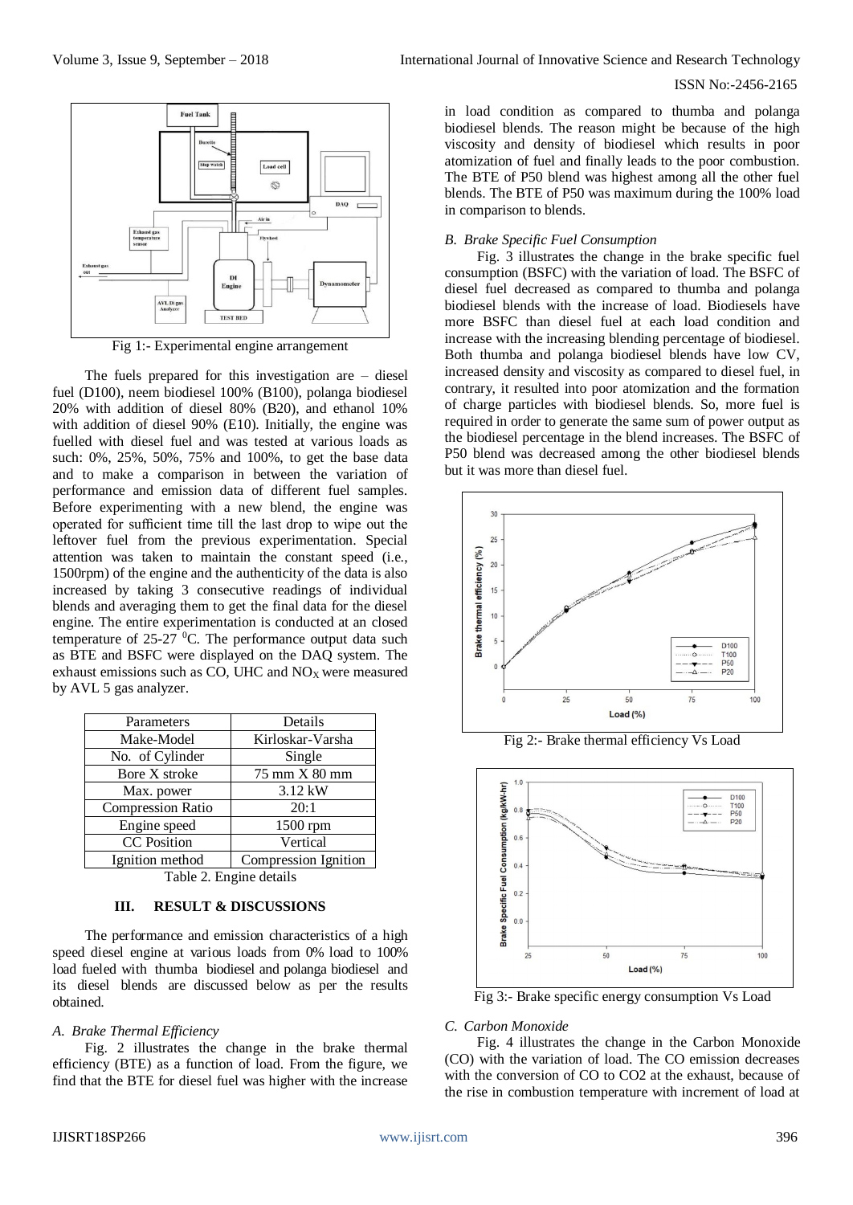Fig 1:- Experimental engine arrangement

The fuels prepared for this investigation are – diesel fuel (D100), neem biodiesel 100% (B100), polanga biodiesel 20% with addition of diesel 80% (B20), and ethanol 10% with addition of diesel 90% (E10). Initially, the engine was fuelled with diesel fuel and was tested at various loads as such: 0%, 25%, 50%, 75% and 100%, to get the base data and to make a comparison in between the variation of performance and emission data of different fuel samples. Before experimenting with a new blend, the engine was operated for sufficient time till the last drop to wipe out the leftover fuel from the previous experimentation. Special attention was taken to maintain the constant speed (i.e., 1500rpm) of the engine and the authenticity of the data is also increased by taking 3 consecutive readings of individual blends and averaging them to get the final data for the diesel engine. The entire experimentation is conducted at an closed temperature of 25-27 $^0$C. The performance output data such as BTE and BSFC were displayed on the DAQ system. The exhaust emissions such as CO, UHC and $NO_X$ were measured by AVL 5 gas analyzer.

| Parameters | Details |
|---|---|
| Make-Model | Kirloskar-Varsha |
| No. of Cylinder | Single |
| Bore X stroke | 75 mm X 80 mm |
| Max. power | 3.12 kW |
| Compression Ratio | 20:1 |
| Engine speed | 1500 rpm |
| CC Position | Vertical |
| Ignition method | Compression Ignition |

Table 2. Engine details

## III. RESULT & DISCUSSIONS

The performance and emission characteristics of a high speed diesel engine at various loads from 0% load to 100% load fueled with thumba biodiesel and polanga biodiesel and its diesel blends are discussed below as per the results obtained.

### *A. Brake Thermal Efficiency*

Fig. 2 illustrates the change in the brake thermal efficiency (BTE) as a function of load. From the figure, we find that the BTE for diesel fuel was higher with the increase in load condition as compared to thumba and polanga biodiesel blends. The reason might be because of the high viscosity and density of biodiesel which results in poor atomization of fuel and finally leads to the poor combustion. The BTE of P50 blend was highest among all the other fuel blends. The BTE of P50 was maximum during the 100% load in comparison to blends.

### *B. Brake Specific Fuel Consumption*

Fig. 3 illustrates the change in the brake specific fuel consumption (BSFC) with the variation of load. The BSFC of diesel fuel decreased as compared to thumba and polanga biodiesel blends with the increase of load. Biodiesels have more BSFC than diesel fuel at each load condition and increase with the increasing blending percentage of biodiesel. Both thumba and polanga biodiesel blends have low CV, increased density and viscosity as compared to diesel fuel, in contrary, it resulted into poor atomization and the formation of charge particles with biodiesel blends. So, more fuel is required in order to generate the same sum of power output as the biodiesel percentage in the blend increases. The BSFC of P50 blend was decreased among the other biodiesel blends but it was more than diesel fuel.

Fig 2:- Brake thermal efficiency Vs Load

Fig 3:- Brake specific energy consumption Vs Load

### *C. Carbon Monoxide*

Fig. 4 illustrates the change in the Carbon Monoxide (CO) with the variation of load. The CO emission decreases with the conversion of CO to CO2 at the exhaust, because of the rise in combustion temperature with increment of load at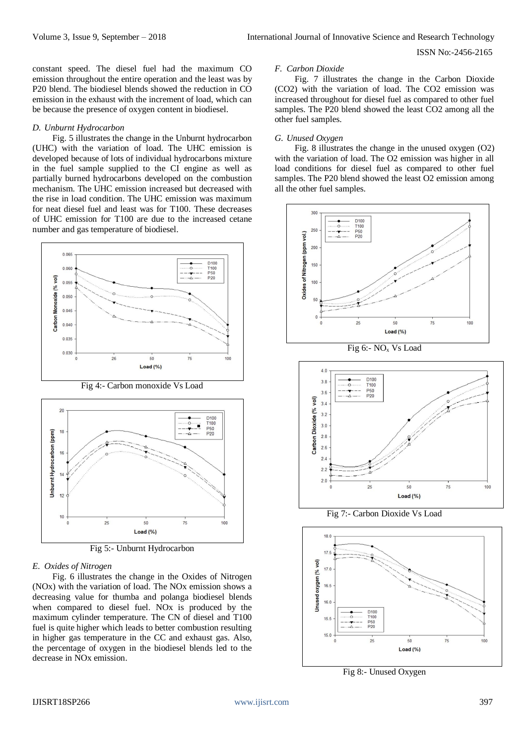constant speed. The diesel fuel had the maximum CO emission throughout the entire operation and the least was by P20 blend. The biodiesel blends showed the reduction in CO emission in the exhaust with the increment of load, which can be because the presence of oxygen content in biodiesel.

### *D. Unburnt Hydrocarbon*

Fig. 5 illustrates the change in the Unburnt hydrocarbon (UHC) with the variation of load. The UHC emission is developed because of lots of individual hydrocarbons mixture in the fuel sample supplied to the CI engine as well as partially burned hydrocarbons developed on the combustion mechanism. The UHC emission increased but decreased with the rise in load condition. The UHC emission was maximum for neat diesel fuel and least was for T100. These decreases of UHC emission for T100 are due to the increased cetane number and gas temperature of biodiesel.

Fig 4:- Carbon monoxide Vs Load

Fig 5:- Unburnt Hydrocarbon

### *E. Oxides of Nitrogen*

Fig. 6 illustrates the change in the Oxides of Nitrogen (NOx) with the variation of load. The NOx emission shows a decreasing value for thumba and polanga biodiesel blends when compared to diesel fuel. NOx is produced by the maximum cylinder temperature. The CN of diesel and T100 fuel is quite higher which leads to better combustion resulting in higher gas temperature in the CC and exhaust gas. Also, the percentage of oxygen in the biodiesel blends led to the decrease in NOx emission.

### *F. Carbon Dioxide*

Fig. 7 illustrates the change in the Carbon Dioxide ($CO_2$) with the variation of load. The $CO_2$ emission was increased throughout for diesel fuel as compared to other fuel samples. The P20 blend showed the least $CO_2$ among all the other fuel samples.

### *G. Unused Oxygen*

Fig. 8 illustrates the change in the unused oxygen ($O_2$) with the variation of load. The $O_2$ emission was higher in all load conditions for diesel fuel as compared to other fuel samples. The P20 blend showed the least $O_2$ emission among all the other fuel samples.

Fig 6:- $NO_x$ Vs Load

Fig 7:- Carbon Dioxide Vs Load

Fig 8:- Unused Oxygen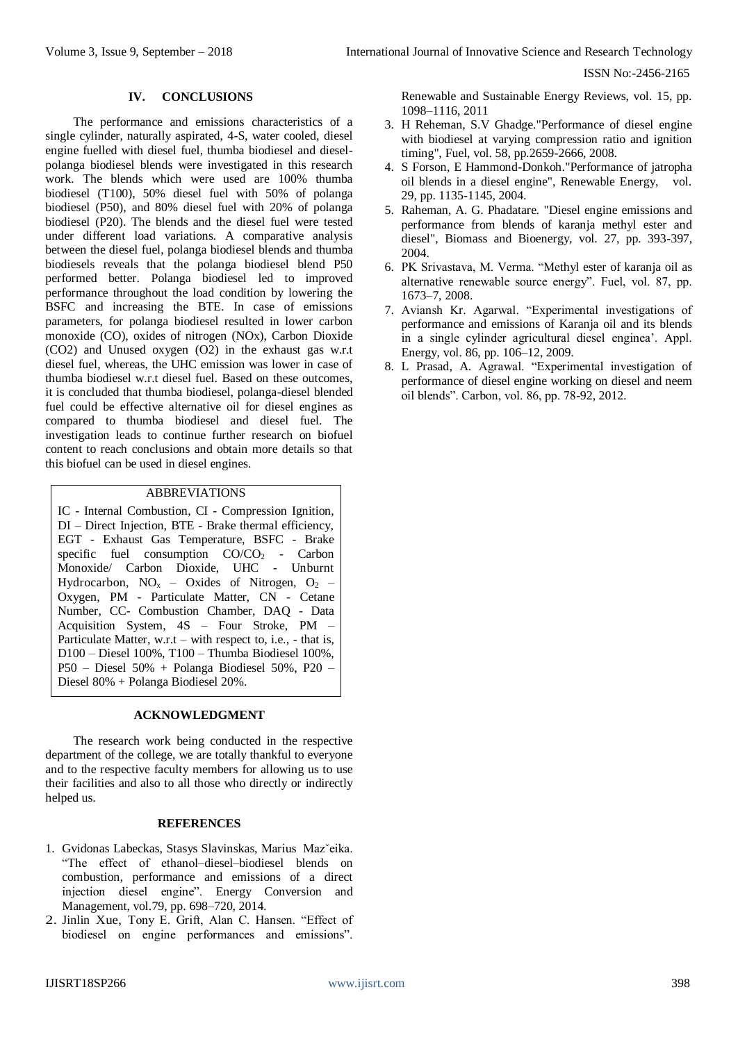## IV. CONCLUSIONS

The performance and emissions characteristics of a single cylinder, naturally aspirated, 4-S, water cooled, diesel engine fuelled with diesel fuel, thumba biodiesel and diesel-polanga biodiesel blends were investigated in this research work. The blends which were used are 100% thumba biodiesel (T100), 50% diesel fuel with 50% of polanga biodiesel (P50), and 80% diesel fuel with 20% of polanga biodiesel (P20). The blends and the diesel fuel were tested under different load variations. A comparative analysis between the diesel fuel, polanga biodiesel blends and thumba biodiesels reveals that the polanga biodiesel blend P50 performed better. Polanga biodiesel led to improved performance throughout the load condition by lowering the BSFC and increasing the BTE. In case of emissions parameters, for polanga biodiesel resulted in lower carbon monoxide (CO), oxides of nitrogen (NOx), Carbon Dioxide (CO2) and Unused oxygen (O2) in the exhaust gas w.r.t diesel fuel, whereas, the UHC emission was lower in case of thumba biodiesel w.r.t diesel fuel. Based on these outcomes, it is concluded that thumba biodiesel, polanga-diesel blended fuel could be effective alternative oil for diesel engines as compared to thumba biodiesel and diesel fuel. The investigation leads to continue further research on biofuel content to reach conclusions and obtain more details so that this biofuel can be used in diesel engines.

### ABBREVIATIONS

IC - Internal Combustion, CI - Compression Ignition, DI – Direct Injection, BTE - Brake thermal efficiency, EGT - Exhaust Gas Temperature, BSFC - Brake specific fuel consumption $CO/CO_2$ - Carbon Monoxide/ Carbon Dioxide, UHC - Unburnt Hydrocarbon, $NO_x$ – Oxides of Nitrogen, $O_2$ – Oxygen, PM - Particulate Matter, CN - Cetane Number, CC- Combustion Chamber, DAQ - Data Acquisition System, 4S – Four Stroke, PM – Particulate Matter, w.r.t – with respect to, i.e., - that is, D100 – Diesel 100%, T100 – Thumba Biodiesel 100%, P50 – Diesel 50% + Polanga Biodiesel 50%, P20 – Diesel 80% + Polanga Biodiesel 20%.

## ACKNOWLEDGMENT

The research work being conducted in the respective department of the college, we are totally thankful to everyone and to the respective faculty members for allowing us to use their facilities and also to all those who directly or indirectly helped us.

## REFERENCES

1. Gvidonas Labeckas, Stasys Slavinskas, Marius Mazˇeika. "The effect of ethanol–diesel–biodiesel blends on combustion, performance and emissions of a direct injection diesel engine". Energy Conversion and Management, vol.79, pp. 698–720, 2014.
2. Jinlin Xue, Tony E. Grift, Alan C. Hansen. "Effect of biodiesel on engine performances and emissions". Renewable and Sustainable Energy Reviews, vol. 15, pp. 1098–1116, 2011
3. H Reheman, S.V Ghadge."Performance of diesel engine with biodiesel at varying compression ratio and ignition timing", Fuel, vol. 58, pp.2659-2666, 2008.
4. S Forson, E Hammond-Donkoh."Performance of jatropha oil blends in a diesel engine", Renewable Energy, vol. 29, pp. 1135-1145, 2004.
5. Raheman, A. G. Phadatare. "Diesel engine emissions and performance from blends of karanja methyl ester and diesel", Biomass and Bioenergy, vol. 27, pp. 393-397, 2004.
6. PK Srivastava, M. Verma. "Methyl ester of karanja oil as alternative renewable source energy". Fuel, vol. 87, pp. 1673–7, 2008.
7. Aviansh Kr. Agarwal. "Experimental investigations of performance and emissions of Karanja oil and its blends in a single cylinder agricultural diesel enginea'. Appl. Energy, vol. 86, pp. 106–12, 2009.
8. L Prasad, A. Agrawal. "Experimental investigation of performance of diesel engine working on diesel and neem oil blends". Carbon, vol. 86, pp. 78-92, 2012.